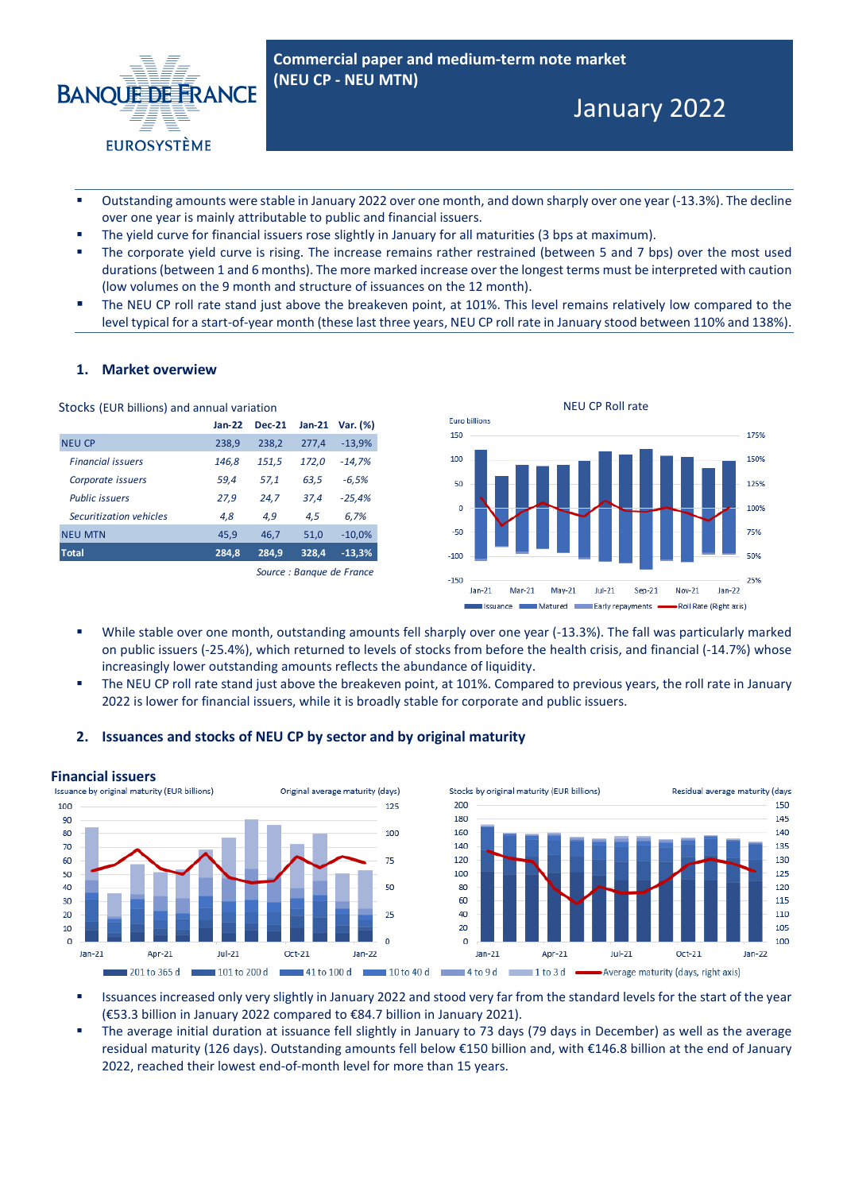# Commercial paper and medium-term note market (NEU CP - NEU MTN)

## January 2022

- Outstanding amounts were stable in January 2022 over one month, and down sharply over one year (-13.3%). The decline over one year is mainly attributable to public and financial issuers.
- The yield curve for financial issuers rose slightly in January for all maturities (3 bps at maximum).
- The corporate yield curve is rising. The increase remains rather restrained (between 5 and 7 bps) over the most used durations (between 1 and 6 months). The more marked increase over the longest terms must be interpreted with caution (low volumes on the 9 month and structure of issuances on the 12 month).
- The NEU CP roll rate stand just above the breakeven point, at 101%. This level remains relatively low compared to the level typical for a start-of-year month (these last three years, NEU CP roll rate in January stood between 110% and 138%).

### 1. Market overwiew

Stocks (EUR billions) and annual variation

| | Jan-22 | Dec-21 | Jan-21 | Var. (%) |
|---|---|---|---|---|
| NEU CP | 238,9 | 238,2 | 277,4 | -13,9% |
| *Financial issuers* | *146,8* | *151,5* | *172,0* | *-14,7%* |
| *Corporate issuers* | *59,4* | *57,1* | *63,5* | *-6,5%* |
| *Public issuers* | *27,9* | *24,7* | *37,4* | *-25,4%* |
| *Securitization vehicles* | *4,8* | *4,9* | *4,5* | *6,7%* |
| NEU MTN | 45,9 | 46,7 | 51,0 | -10,0% |
| **Total** | **284,8** | **284,9** | **328,4** | **-13,3%** |

*Source : Banque de France*

NEU CP Roll rate

- While stable over one month, outstanding amounts fell sharply over one year (-13.3%). The fall was particularly marked on public issuers (-25.4%), which returned to levels of stocks from before the health crisis, and financial (-14.7%) whose increasingly lower outstanding amounts reflects the abundance of liquidity.
- The NEU CP roll rate stand just above the breakeven point, at 101%. Compared to previous years, the roll rate in January 2022 is lower for financial issuers, while it is broadly stable for corporate and public issuers.

### 2. Issuances and stocks of NEU CP by sector and by original maturity

#### Financial issuers

- Issuances increased only very slightly in January 2022 and stood very far from the standard levels for the start of the year (€53.3 billion in January 2022 compared to €84.7 billion in January 2021).
- The average initial duration at issuance fell slightly in January to 73 days (79 days in December) as well as the average residual maturity (126 days). Outstanding amounts fell below €150 billion and, with €146.8 billion at the end of January 2022, reached their lowest end-of-month level for more than 15 years.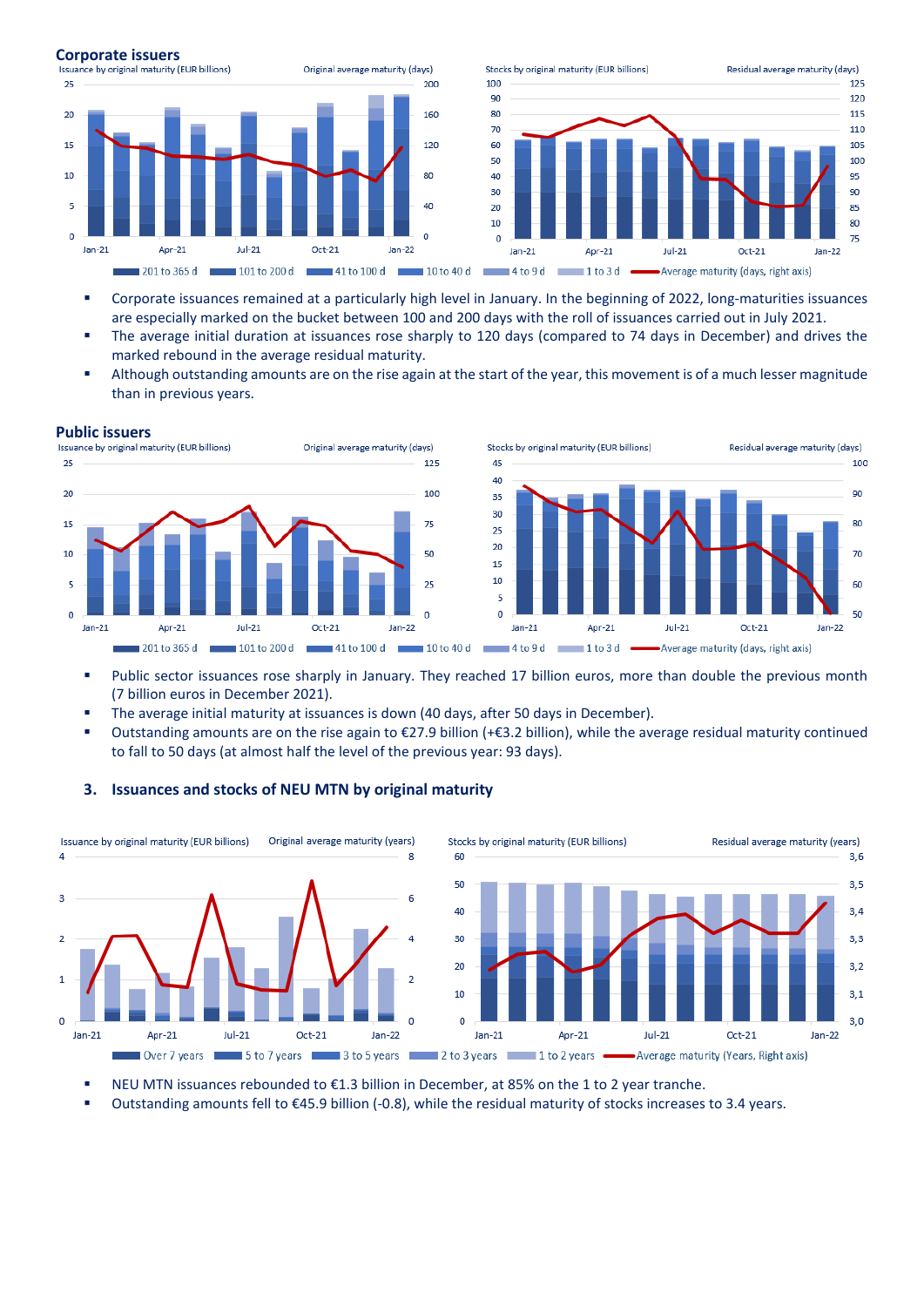**Corporate issuers**

Issuance by original maturity (EUR billions) — Original average maturity (days)

Stocks by original maturity (EUR billions) — Residual average maturity (days)

201 to 365 d | 101 to 200 d | 41 to 100 d | 10 to 40 d | 4 to 9 d | 1 to 3 d | Average maturity (days, right axis)

- Corporate issuances remained at a particularly high level in January. In the beginning of 2022, long-maturities issuances are especially marked on the bucket between 100 and 200 days with the roll of issuances carried out in July 2021.
- The average initial duration at issuances rose sharply to 120 days (compared to 74 days in December) and drives the marked rebound in the average residual maturity.
- Although outstanding amounts are on the rise again at the start of the year, this movement is of a much lesser magnitude than in previous years.

**Public issuers**

Issuance by original maturity (EUR billions) — Original average maturity (days)

Stocks by original maturity (EUR billions) — Residual average maturity (days)

201 to 365 d | 101 to 200 d | 41 to 100 d | 10 to 40 d | 4 to 9 d | 1 to 3 d | Average maturity (days, right axis)

- Public sector issuances rose sharply in January. They reached 17 billion euros, more than double the previous month (7 billion euros in December 2021).
- The average initial maturity at issuances is down (40 days, after 50 days in December).
- Outstanding amounts are on the rise again to €27.9 billion (+€3.2 billion), while the average residual maturity continued to fall to 50 days (at almost half the level of the previous year: 93 days).

### 3. Issuances and stocks of NEU MTN by original maturity

Issuance by original maturity (EUR billions) — Original average maturity (years)

Stocks by original maturity (EUR billions) — Residual average maturity (years)

Over 7 years | 5 to 7 years | 3 to 5 years | 2 to 3 years | 1 to 2 years | Average maturity (Years, Right axis)

- NEU MTN issuances rebounded to €1.3 billion in December, at 85% on the 1 to 2 year tranche.
- Outstanding amounts fell to €45.9 billion (-0.8), while the residual maturity of stocks increases to 3.4 years.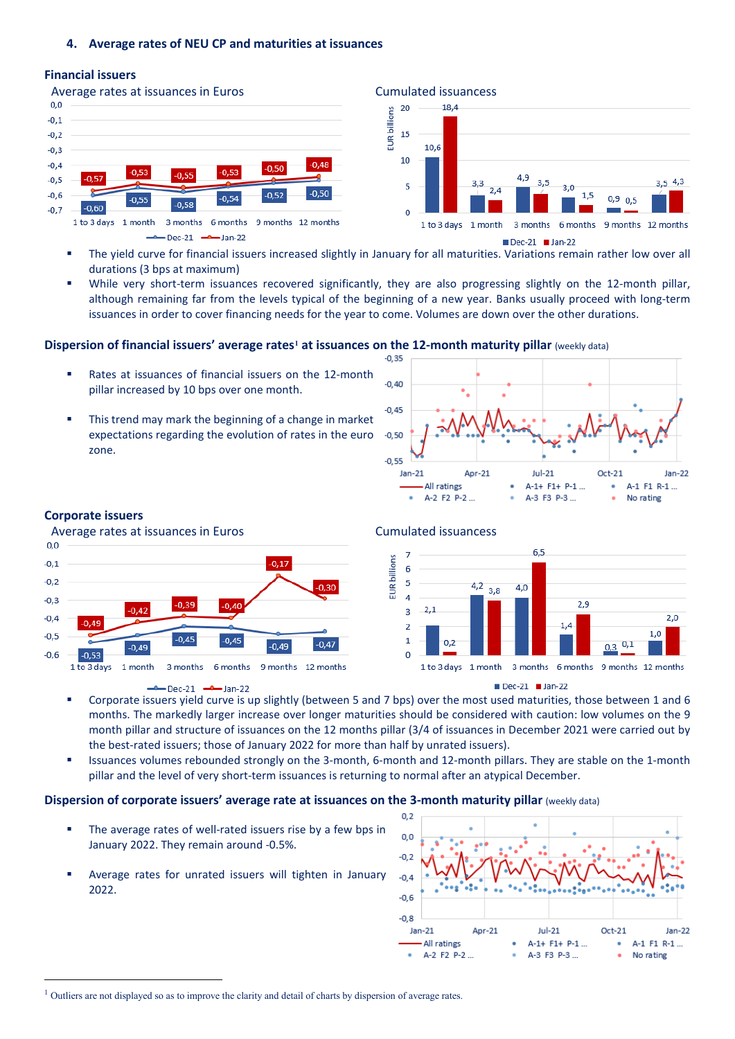## 4. Average rates of NEU CP and maturities at issuances

### Financial issuers

Average rates at issuances in Euros

| | 1 to 3 days | 1 month | 3 months | 6 months | 9 months | 12 months |
|---|---|---|---|---|---|---|
| Dec-21 | -0,60 | -0,55 | -0,58 | -0,54 | -0,52 | -0,50 |
| Jan-22 | -0,57 | -0,53 | -0,55 | -0,53 | -0,50 | -0,48 |

Cumulated issuances (EUR billions)

| | 1 to 3 days | 1 month | 3 months | 6 months | 9 months | 12 months |
|---|---|---|---|---|---|---|
| Dec-21 | 10,6 | 3,3 | 4,9 | 3,0 | 0,9 | 3,5 |
| Jan-22 | 18,4 | 2,4 | 3,5 | 1,5 | 0,5 | 4,3 |

- The yield curve for financial issuers increased slightly in January for all maturities. Variations remain rather low over all durations (3 bps at maximum)
- While very short-term issuances recovered significantly, they are also progressing slightly on the 12-month pillar, although remaining far from the levels typical of the beginning of a new year. Banks usually proceed with long-term issuances in order to cover financing needs for the year to come. Volumes are down over the other durations.

### Dispersion of financial issuers' average rates[1] at issuances on the 12-month maturity pillar (weekly data)

- Rates at issuances of financial issuers on the 12-month pillar increased by 10 bps over one month.
- This trend may mark the beginning of a change in market expectations regarding the evolution of rates in the euro zone.

### Corporate issuers

Average rates at issuances in Euros

| | 1 to 3 days | 1 month | 3 months | 6 months | 9 months | 12 months |
|---|---|---|---|---|---|---|
| Dec-21 | -0,53 | -0,49 | -0,45 | -0,45 | -0,49 | -0,47 |
| Jan-22 | -0,49 | -0,42 | -0,39 | -0,40 | -0,17 | -0,30 |

Cumulated issuances (EUR billions)

| | 1 to 3 days | 1 month | 3 months | 6 months | 9 months | 12 months |
|---|---|---|---|---|---|---|
| Dec-21 | 2,1 | 4,2 | 4,0 | 1,4 | 0,3 | 1,0 |
| Jan-22 | 0,2 | 3,8 | 6,5 | 2,9 | 0,1 | 2,0 |

- Corporate issuers yield curve is up slightly (between 5 and 7 bps) over the most used maturities, those between 1 and 6 months. The markedly larger increase over longer maturities should be considered with caution: low volumes on the 9 month pillar and structure of issuances on the 12 months pillar (3/4 of issuances in December 2021 were carried out by the best-rated issuers; those of January 2022 for more than half by unrated issuers).
- Issuances volumes rebounded strongly on the 3-month, 6-month and 12-month pillars. They are stable on the 1-month pillar and the level of very short-term issuances is returning to normal after an atypical December.

### Dispersion of corporate issuers' average rate at issuances on the 3-month maturity pillar (weekly data)

- The average rates of well-rated issuers rise by a few bps in January 2022. They remain around -0.5%.
- Average rates for unrated issuers will tighten in January 2022.

[1] Outliers are not displayed so as to improve the clarity and detail of charts by dispersion of average rates.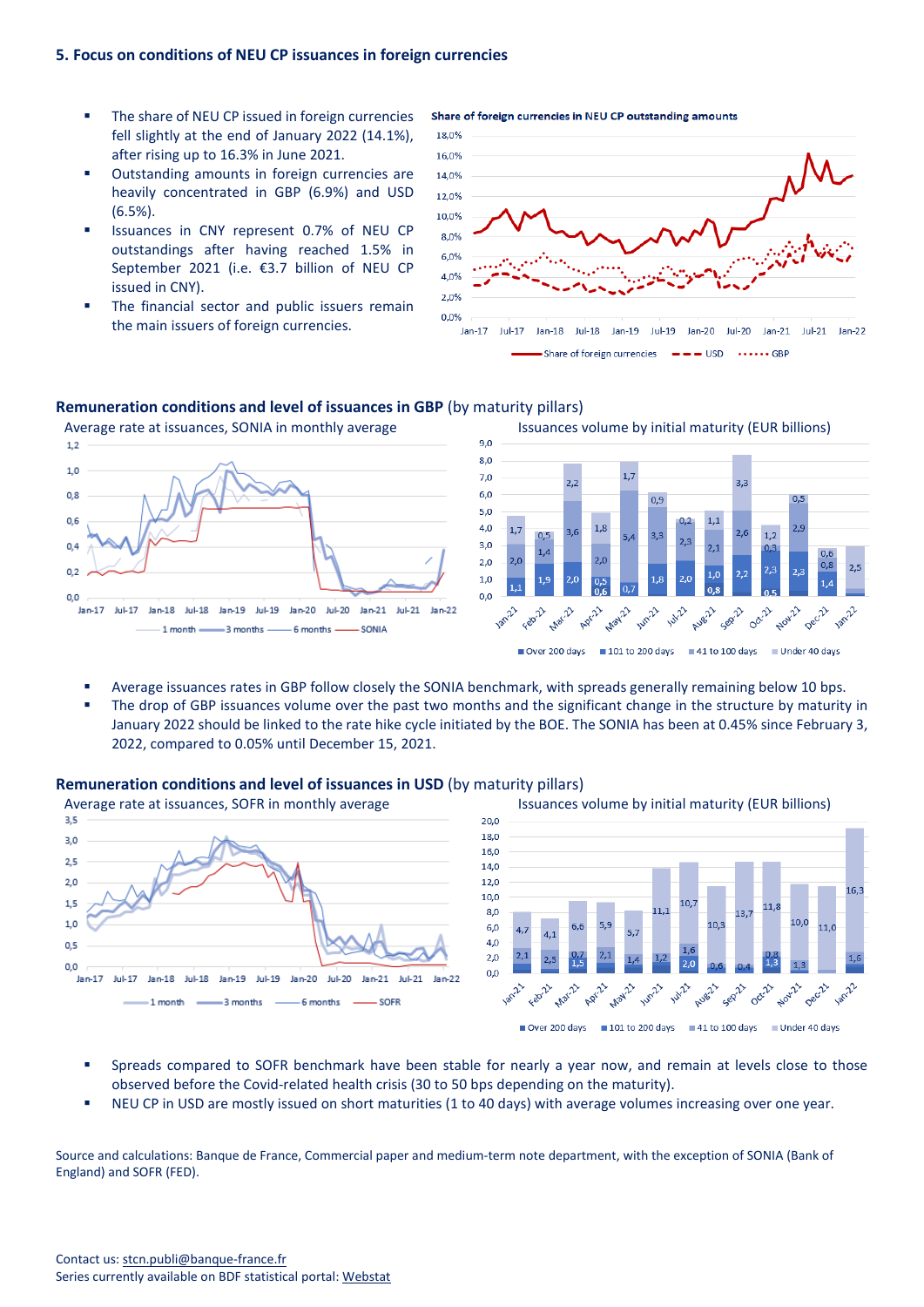### 5. Focus on conditions of NEU CP issuances in foreign currencies

- The share of NEU CP issued in foreign currencies fell slightly at the end of January 2022 (14.1%), after rising up to 16.3% in June 2021.
- Outstanding amounts in foreign currencies are heavily concentrated in GBP (6.9%) and USD (6.5%).
- Issuances in CNY represent 0.7% of NEU CP outstandings after having reached 1.5% in September 2021 (i.e. €3.7 billion of NEU CP issued in CNY).
- The financial sector and public issuers remain the main issuers of foreign currencies.

**Share of foreign currencies in NEU CP outstanding amounts**

18,0%
16,0%
14,0%
12,0%
10,0%
8,0%
6,0%
4,0%
2,0%
0,0%

Jan-17 Jul-17 Jan-18 Jul-18 Jan-19 Jul-19 Jan-20 Jul-20 Jan-21 Jul-21 Jan-22

Share of foreign currencies — USD — GBP

**Remuneration conditions and level of issuances in GBP** (by maturity pillars)

Average rate at issuances, SONIA in monthly average

1,2
1,0
0,8
0,6
0,4
0,2
0,0

Jan-17 Jul-17 Jan-18 Jul-18 Jan-19 Jul-19 Jan-20 Jul-20 Jan-21 Jul-21 Jan-22

1 month — 3 months — 6 months — SONIA

Issuances volume by initial maturity (EUR billions)

9,0
8,0
7,0
6,0
5,0
4,0
3,0
2,0
1,0
0,0

1,7 2,0 1,1 0,5 1,4 1,9 2,2 3,6 2,0 1,8 2,0 0,5 0,6 1,7 5,4 0,7 0,9 3,3 1,8 0,2 2,3 2,0 1,1 2,1 1,0 0,8 3,3 2,6 2,2 1,2 0,3 2,3 0,5 0,5 2,9 2,3 0,6 0,8 1,4 2,5

Jan-21 Feb-21 Mar-21 Apr-21 May-21 Jun-21 Jul-21 Aug-21 Sep-21 Oct-21 Nov-21 Dec-21 Jan-22

Over 200 days — 101 to 200 days — 41 to 100 days — Under 40 days

- Average issuances rates in GBP follow closely the SONIA benchmark, with spreads generally remaining below 10 bps.
- The drop of GBP issuances volume over the past two months and the significant change in the structure by maturity in January 2022 should be linked to the rate hike cycle initiated by the BOE. The SONIA has been at 0.45% since February 3, 2022, compared to 0.05% until December 15, 2021.

**Remuneration conditions and level of issuances in USD** (by maturity pillars)

Average rate at issuances, SOFR in monthly average

3,5
3,0
2,5
2,0
1,5
1,0
0,5
0,0

Jan-17 Jul-17 Jan-18 Jul-18 Jan-19 Jul-19 Jan-20 Jul-20 Jan-21 Jul-21 Jan-22

1 month — 3 months — 6 months — SOFR

Issuances volume by initial maturity (EUR billions)

20,0
18,0
16,0
14,0
12,0
10,0
8,0
6,0
4,0
2,0
0,0

4,7 2,1 4,1 2,5 6,6 0,7 1,5 5,9 2,1 5,7 1,4 11,1 1,2 10,7 1,6 2,0 10,3 0,6 13,7 0,4 11,8 0,8 1,3 10,0 1,3 11,0 16,3 1,6

Jan-21 Feb-21 Mar-21 Apr-21 May-21 Jun-21 Jul-21 Aug-21 Sep-21 Oct-21 Nov-21 Dec-21 Jan-22

Over 200 days — 101 to 200 days — 41 to 100 days — Under 40 days

- Spreads compared to SOFR benchmark have been stable for nearly a year now, and remain at levels close to those observed before the Covid-related health crisis (30 to 50 bps depending on the maturity).
- NEU CP in USD are mostly issued on short maturities (1 to 40 days) with average volumes increasing over one year.

Source and calculations: Banque de France, Commercial paper and medium-term note department, with the exception of SONIA (Bank of England) and SOFR (FED).

Contact us: stcn.publi@banque-france.fr
Series currently available on BDF statistical portal: Webstat